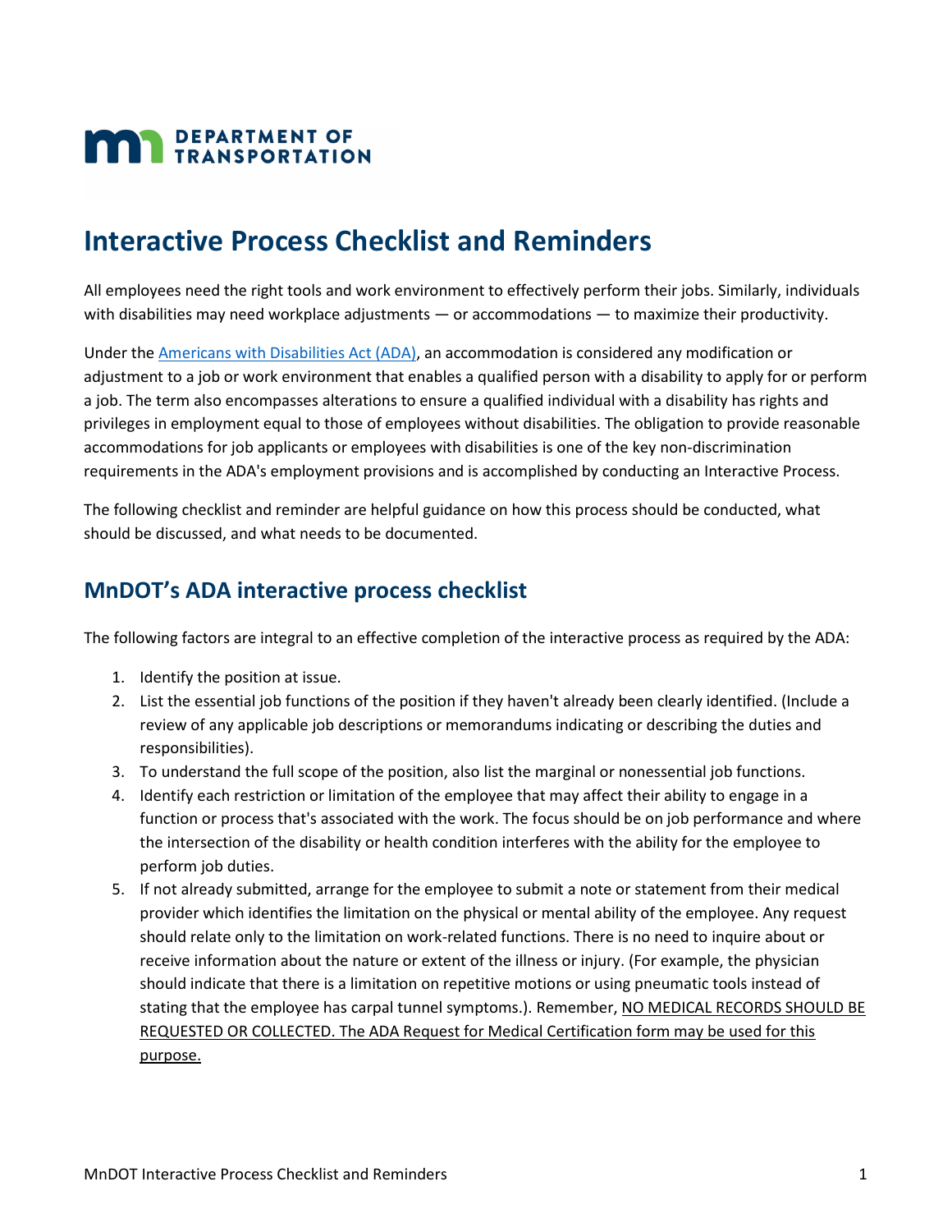# Interactive Process Checklist and Reminders

All employees need the right tools and work environment to effectively perform their jobs. Similarly, individuals with disabilities may need workplace adjustments — or accommodations — to maximize their productivity.

Under the [Americans with Disabilities Act (ADA)](), an accommodation is considered any modification or adjustment to a job or work environment that enables a qualified person with a disability to apply for or perform a job. The term also encompasses alterations to ensure a qualified individual with a disability has rights and privileges in employment equal to those of employees without disabilities. The obligation to provide reasonable accommodations for job applicants or employees with disabilities is one of the key non-discrimination requirements in the ADA's employment provisions and is accomplished by conducting an Interactive Process.

The following checklist and reminder are helpful guidance on how this process should be conducted, what should be discussed, and what needs to be documented.

## MnDOT's ADA interactive process checklist

The following factors are integral to an effective completion of the interactive process as required by the ADA:

1. Identify the position at issue.
2. List the essential job functions of the position if they haven't already been clearly identified. (Include a review of any applicable job descriptions or memorandums indicating or describing the duties and responsibilities).
3. To understand the full scope of the position, also list the marginal or nonessential job functions.
4. Identify each restriction or limitation of the employee that may affect their ability to engage in a function or process that's associated with the work. The focus should be on job performance and where the intersection of the disability or health condition interferes with the ability for the employee to perform job duties.
5. If not already submitted, arrange for the employee to submit a note or statement from their medical provider which identifies the limitation on the physical or mental ability of the employee. Any request should relate only to the limitation on work-related functions. There is no need to inquire about or receive information about the nature or extent of the illness or injury. (For example, the physician should indicate that there is a limitation on repetitive motions or using pneumatic tools instead of stating that the employee has carpal tunnel symptoms.). Remember, <u>NO MEDICAL RECORDS SHOULD BE REQUESTED OR COLLECTED. The ADA Request for Medical Certification form may be used for this purpose.</u>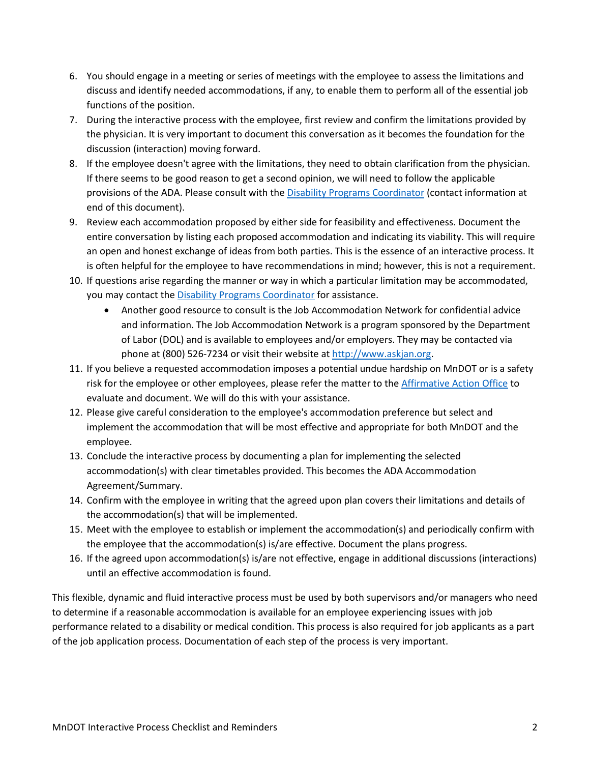6. You should engage in a meeting or series of meetings with the employee to assess the limitations and discuss and identify needed accommodations, if any, to enable them to perform all of the essential job functions of the position.
7. During the interactive process with the employee, first review and confirm the limitations provided by the physician. It is very important to document this conversation as it becomes the foundation for the discussion (interaction) moving forward.
8. If the employee doesn't agree with the limitations, they need to obtain clarification from the physician. If there seems to be good reason to get a second opinion, we will need to follow the applicable provisions of the ADA. Please consult with the [Disability Programs Coordinator](#) (contact information at end of this document).
9. Review each accommodation proposed by either side for feasibility and effectiveness. Document the entire conversation by listing each proposed accommodation and indicating its viability. This will require an open and honest exchange of ideas from both parties. This is the essence of an interactive process. It is often helpful for the employee to have recommendations in mind; however, this is not a requirement.
10. If questions arise regarding the manner or way in which a particular limitation may be accommodated, you may contact the [Disability Programs Coordinator](#) for assistance.
    - Another good resource to consult is the Job Accommodation Network for confidential advice and information. The Job Accommodation Network is a program sponsored by the Department of Labor (DOL) and is available to employees and/or employers. They may be contacted via phone at (800) 526-7234 or visit their website at [http://www.askjan.org](http://www.askjan.org).
11. If you believe a requested accommodation imposes a potential undue hardship on MnDOT or is a safety risk for the employee or other employees, please refer the matter to the [Affirmative Action Office](#) to evaluate and document. We will do this with your assistance.
12. Please give careful consideration to the employee's accommodation preference but select and implement the accommodation that will be most effective and appropriate for both MnDOT and the employee.
13. Conclude the interactive process by documenting a plan for implementing the selected accommodation(s) with clear timetables provided. This becomes the ADA Accommodation Agreement/Summary.
14. Confirm with the employee in writing that the agreed upon plan covers their limitations and details of the accommodation(s) that will be implemented.
15. Meet with the employee to establish or implement the accommodation(s) and periodically confirm with the employee that the accommodation(s) is/are effective. Document the plans progress.
16. If the agreed upon accommodation(s) is/are not effective, engage in additional discussions (interactions) until an effective accommodation is found.

This flexible, dynamic and fluid interactive process must be used by both supervisors and/or managers who need to determine if a reasonable accommodation is available for an employee experiencing issues with job performance related to a disability or medical condition. This process is also required for job applicants as a part of the job application process. Documentation of each step of the process is very important.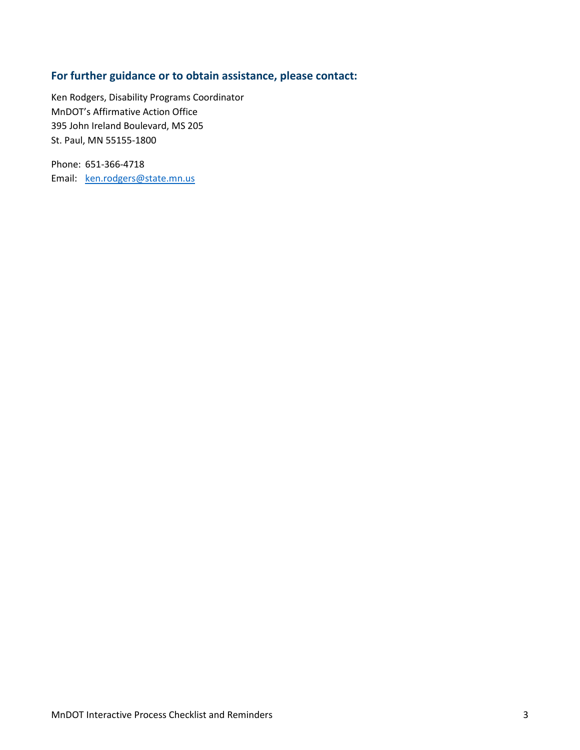## For further guidance or to obtain assistance, please contact:

Ken Rodgers, Disability Programs Coordinator
MnDOT's Affirmative Action Office
395 John Ireland Boulevard, MS 205
St. Paul, MN 55155-1800

Phone: 651-366-4718
Email: ken.rodgers@state.mn.us